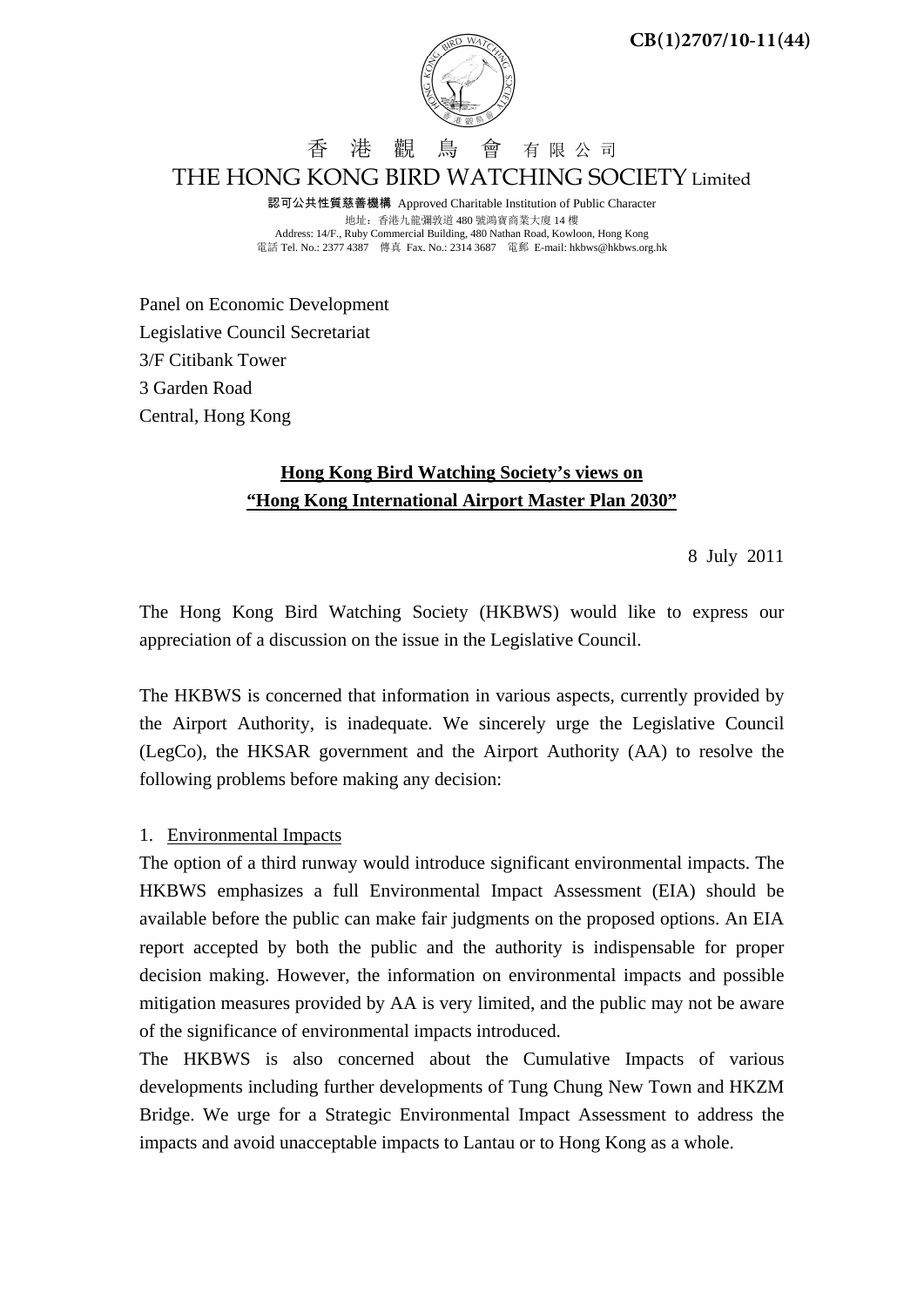CB(1)2707/10-11(44)

香 港 觀 鳥 會 有限公司

THE HONG KONG BIRD WATCHING SOCIETY Limited

**認可公共性質慈善機構** Approved Charitable Institution of Public Character

地址：香港九龍彌敦道 480 號鴻寶商業大廈 14 樓

Address: 14/F., Ruby Commercial Building, 480 Nathan Road, Kowloon, Hong Kong

電話 Tel. No.: 2377 4387 傳真 Fax. No.: 2314 3687 電郵 E-mail: hkbws@hkbws.org.hk

Panel on Economic Development
Legislative Council Secretariat
3/F Citibank Tower
3 Garden Road
Central, Hong Kong

**Hong Kong Bird Watching Society's views on "Hong Kong International Airport Master Plan 2030"**

8 July 2011

The Hong Kong Bird Watching Society (HKBWS) would like to express our appreciation of a discussion on the issue in the Legislative Council.

The HKBWS is concerned that information in various aspects, currently provided by the Airport Authority, is inadequate. We sincerely urge the Legislative Council (LegCo), the HKSAR government and the Airport Authority (AA) to resolve the following problems before making any decision:

1. Environmental Impacts

The option of a third runway would introduce significant environmental impacts. The HKBWS emphasizes a full Environmental Impact Assessment (EIA) should be available before the public can make fair judgments on the proposed options. An EIA report accepted by both the public and the authority is indispensable for proper decision making. However, the information on environmental impacts and possible mitigation measures provided by AA is very limited, and the public may not be aware of the significance of environmental impacts introduced.

The HKBWS is also concerned about the Cumulative Impacts of various developments including further developments of Tung Chung New Town and HKZM Bridge. We urge for a Strategic Environmental Impact Assessment to address the impacts and avoid unacceptable impacts to Lantau or to Hong Kong as a whole.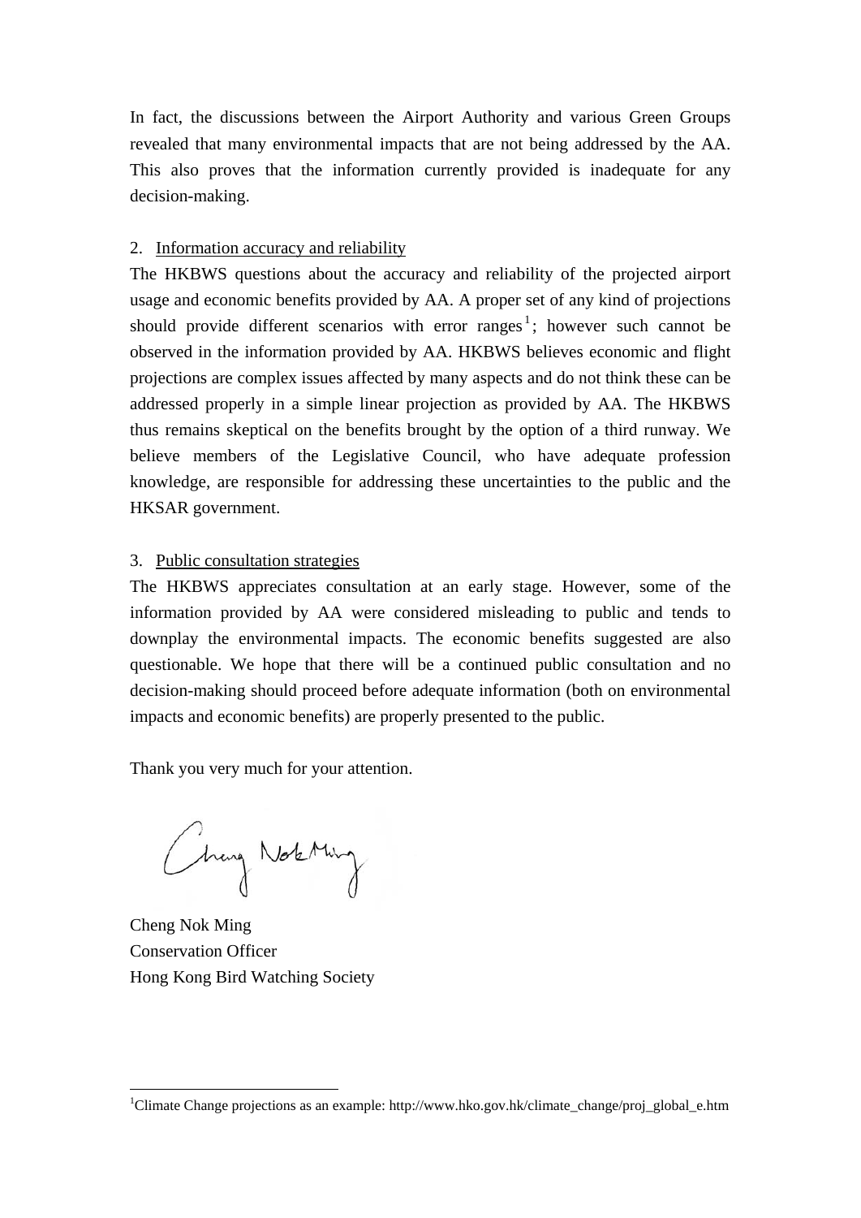In fact, the discussions between the Airport Authority and various Green Groups revealed that many environmental impacts that are not being addressed by the AA. This also proves that the information currently provided is inadequate for any decision-making.

2. <u>Information accuracy and reliability</u>

The HKBWS questions about the accuracy and reliability of the projected airport usage and economic benefits provided by AA. A proper set of any kind of projections should provide different scenarios with error ranges[1]; however such cannot be observed in the information provided by AA. HKBWS believes economic and flight projections are complex issues affected by many aspects and do not think these can be addressed properly in a simple linear projection as provided by AA. The HKBWS thus remains skeptical on the benefits brought by the option of a third runway. We believe members of the Legislative Council, who have adequate profession knowledge, are responsible for addressing these uncertainties to the public and the HKSAR government.

3. <u>Public consultation strategies</u>

The HKBWS appreciates consultation at an early stage. However, some of the information provided by AA were considered misleading to public and tends to downplay the environmental impacts. The economic benefits suggested are also questionable. We hope that there will be a continued public consultation and no decision-making should proceed before adequate information (both on environmental impacts and economic benefits) are properly presented to the public.

Thank you very much for your attention.

Cheng Nok Ming

Cheng Nok Ming
Conservation Officer
Hong Kong Bird Watching Society

---

[1]Climate Change projections as an example: http://www.hko.gov.hk/climate_change/proj_global_e.htm